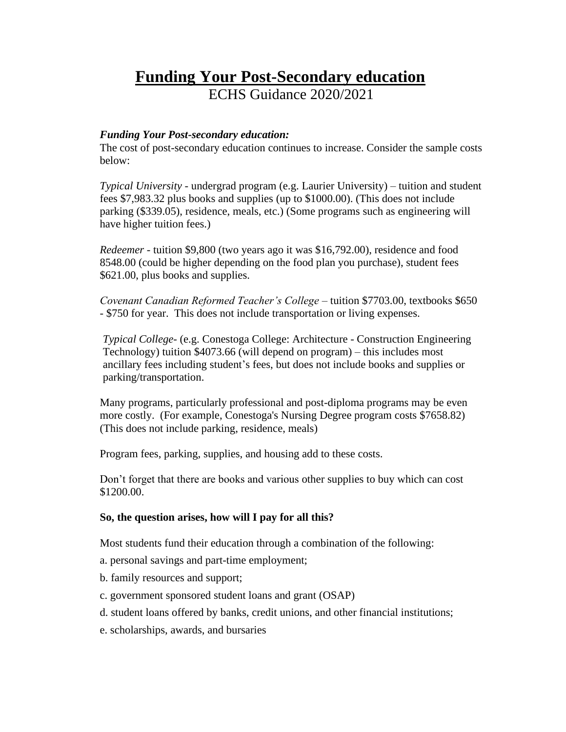# Funding Your Post-Secondary education

ECHS Guidance 2020/2021

***Funding Your Post-secondary education:***

The cost of post-secondary education continues to increase. Consider the sample costs below:

*Typical University* - undergrad program (e.g. Laurier University) – tuition and student fees $7,983.32 plus books and supplies (up to $1000.00). (This does not include parking ($339.05), residence, meals, etc.) (Some programs such as engineering will have higher tuition fees.)

*Redeemer* - tuition $9,800 (two years ago it was $16,792.00), residence and food 8548.00 (could be higher depending on the food plan you purchase), student fees $621.00, plus books and supplies.

*Covenant Canadian Reformed Teacher's College* – tuition $7703.00, textbooks $650 - $750 for year. This does not include transportation or living expenses.

*Typical College*- (e.g. Conestoga College: Architecture - Construction Engineering Technology) tuition $4073.66 (will depend on program) – this includes most ancillary fees including student's fees, but does not include books and supplies or parking/transportation.

Many programs, particularly professional and post-diploma programs may be even more costly. (For example, Conestoga's Nursing Degree program costs $7658.82) (This does not include parking, residence, meals)

Program fees, parking, supplies, and housing add to these costs.

Don't forget that there are books and various other supplies to buy which can cost $1200.00.

**So, the question arises, how will I pay for all this?**

Most students fund their education through a combination of the following:

a. personal savings and part-time employment;

b. family resources and support;

c. government sponsored student loans and grant (OSAP)

d. student loans offered by banks, credit unions, and other financial institutions;

e. scholarships, awards, and bursaries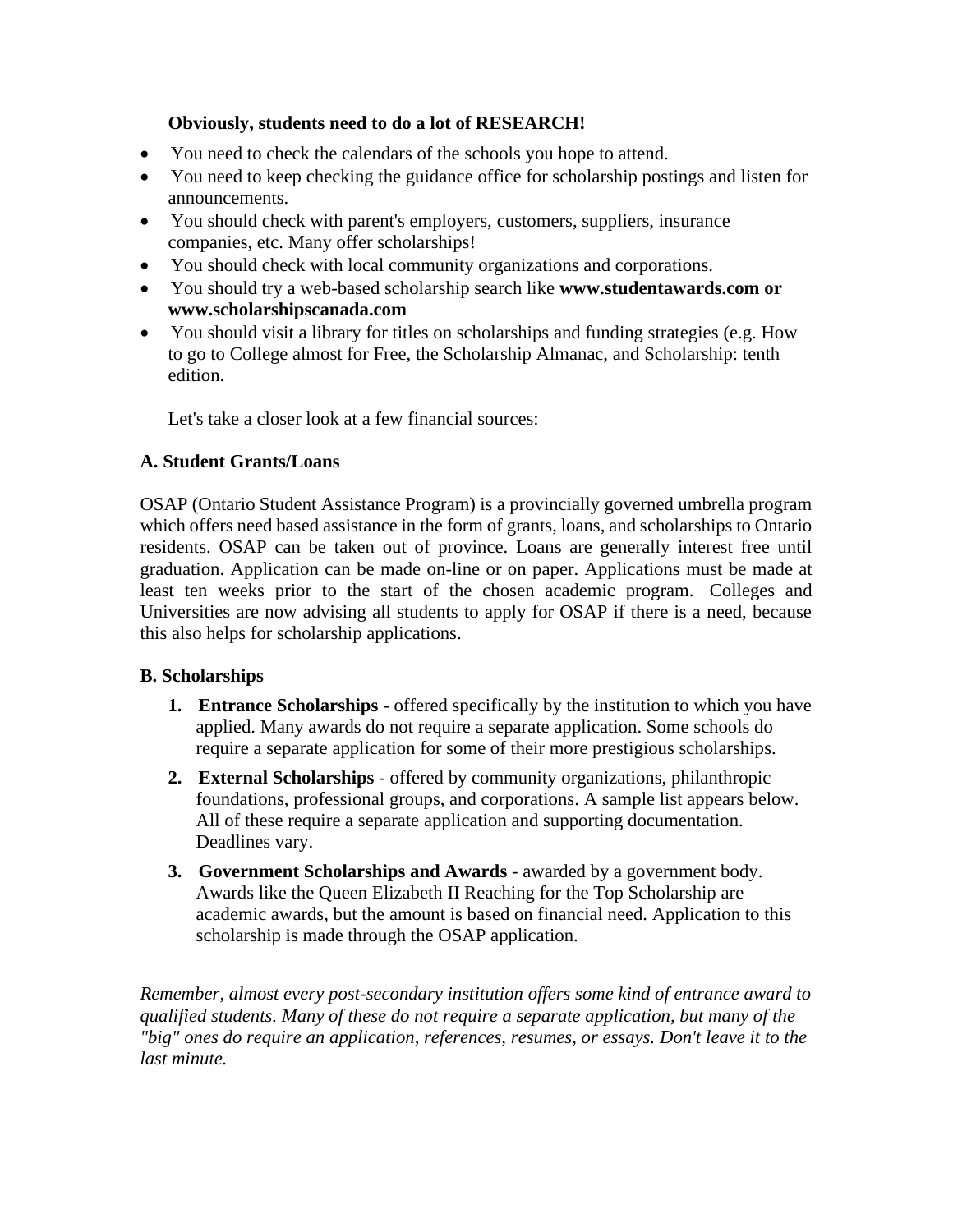**Obviously, students need to do a lot of RESEARCH!**

- You need to check the calendars of the schools you hope to attend.
- You need to keep checking the guidance office for scholarship postings and listen for announcements.
- You should check with parent's employers, customers, suppliers, insurance companies, etc. Many offer scholarships!
- You should check with local community organizations and corporations.
- You should try a web-based scholarship search like **www.studentawards.com or www.scholarshipscanada.com**
- You should visit a library for titles on scholarships and funding strategies (e.g. How to go to College almost for Free, the Scholarship Almanac, and Scholarship: tenth edition.

Let's take a closer look at a few financial sources:

**A. Student Grants/Loans**

OSAP (Ontario Student Assistance Program) is a provincially governed umbrella program which offers need based assistance in the form of grants, loans, and scholarships to Ontario residents. OSAP can be taken out of province. Loans are generally interest free until graduation. Application can be made on-line or on paper. Applications must be made at least ten weeks prior to the start of the chosen academic program. Colleges and Universities are now advising all students to apply for OSAP if there is a need, because this also helps for scholarship applications.

**B. Scholarships**

1. **Entrance Scholarships** - offered specifically by the institution to which you have applied. Many awards do not require a separate application. Some schools do require a separate application for some of their more prestigious scholarships.
2. **External Scholarships** - offered by community organizations, philanthropic foundations, professional groups, and corporations. A sample list appears below. All of these require a separate application and supporting documentation. Deadlines vary.
3. **Government Scholarships and Awards** - awarded by a government body. Awards like the Queen Elizabeth II Reaching for the Top Scholarship are academic awards, but the amount is based on financial need. Application to this scholarship is made through the OSAP application.

*Remember, almost every post-secondary institution offers some kind of entrance award to qualified students. Many of these do not require a separate application, but many of the "big" ones do require an application, references, resumes, or essays. Don't leave it to the last minute.*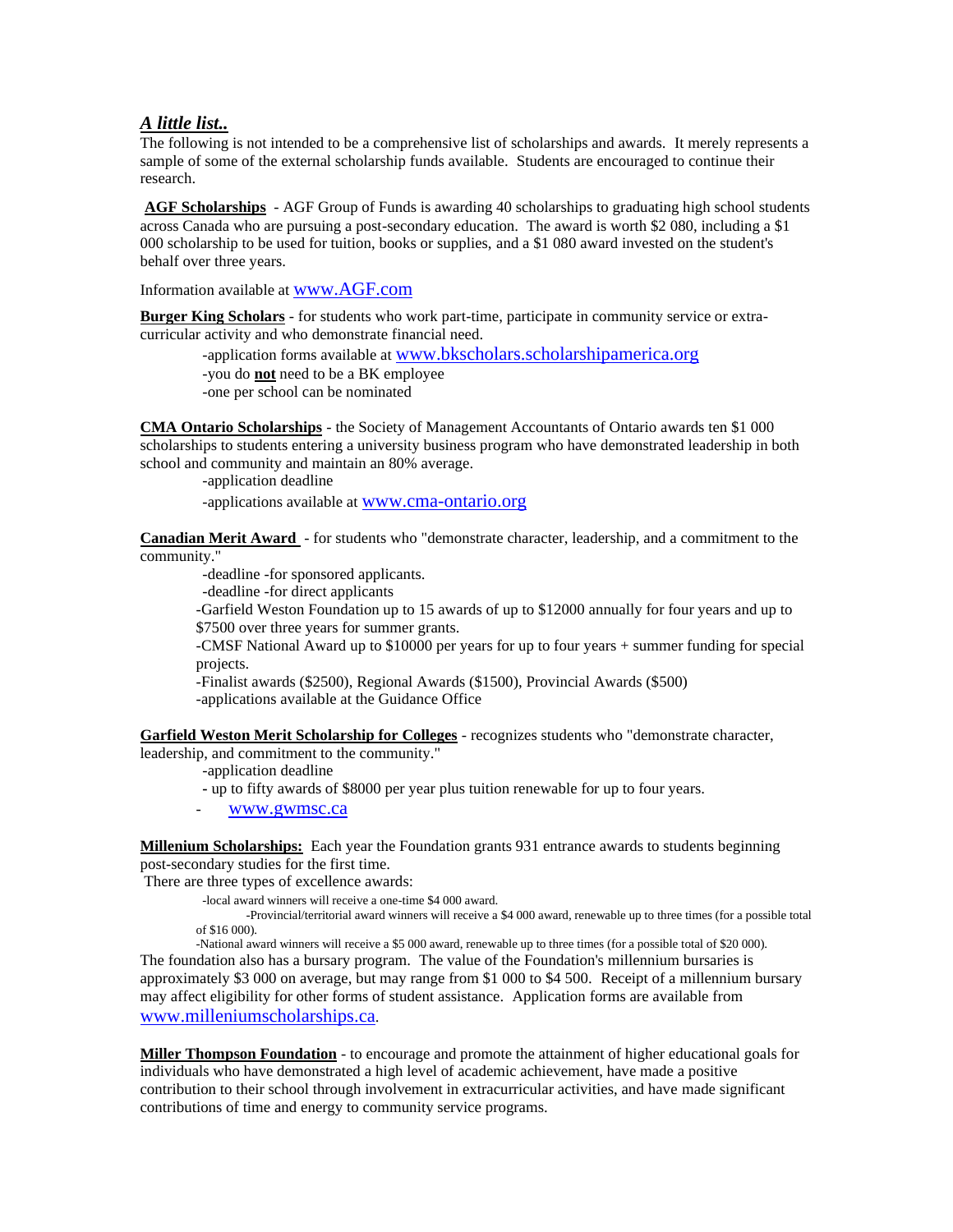## *A little list..*

The following is not intended to be a comprehensive list of scholarships and awards. It merely represents a sample of some of the external scholarship funds available. Students are encouraged to continue their research.

**AGF Scholarships** - AGF Group of Funds is awarding 40 scholarships to graduating high school students across Canada who are pursuing a post-secondary education. The award is worth $2 080, including a $1 000 scholarship to be used for tuition, books or supplies, and a $1 080 award invested on the student's behalf over three years.

Information available at www.AGF.com

**Burger King Scholars** - for students who work part-time, participate in community service or extra-curricular activity and who demonstrate financial need.

- application forms available at www.bkscholars.scholarshipamerica.org
- you do **not** need to be a BK employee
- one per school can be nominated

**CMA Ontario Scholarships** - the Society of Management Accountants of Ontario awards ten $1 000 scholarships to students entering a university business program who have demonstrated leadership in both school and community and maintain an 80% average.

- application deadline
- applications available at www.cma-ontario.org

**Canadian Merit Award** - for students who "demonstrate character, leadership, and a commitment to the community."

- deadline -for sponsored applicants.
- deadline -for direct applicants
- Garfield Weston Foundation up to 15 awards of up to $12000 annually for four years and up to $7500 over three years for summer grants.
- CMSF National Award up to $10000 per years for up to four years + summer funding for special projects.
- Finalist awards ($2500), Regional Awards ($1500), Provincial Awards ($500)
- applications available at the Guidance Office

**Garfield Weston Merit Scholarship for Colleges** - recognizes students who "demonstrate character, leadership, and commitment to the community."

- application deadline
- up to fifty awards of $8000 per year plus tuition renewable for up to four years.
- www.gwmsc.ca

**Millenium Scholarships:** Each year the Foundation grants 931 entrance awards to students beginning post-secondary studies for the first time.

There are three types of excellence awards:

- local award winners will receive a one-time $4 000 award.
- Provincial/territorial award winners will receive a $4 000 award, renewable up to three times (for a possible total of $16 000).
- National award winners will receive a $5 000 award, renewable up to three times (for a possible total of $20 000).

The foundation also has a bursary program. The value of the Foundation's millennium bursaries is approximately $3 000 on average, but may range from $1 000 to $4 500. Receipt of a millennium bursary may affect eligibility for other forms of student assistance. Application forms are available from www.milleniumscholarships.ca.

**Miller Thompson Foundation** - to encourage and promote the attainment of higher educational goals for individuals who have demonstrated a high level of academic achievement, have made a positive contribution to their school through involvement in extracurricular activities, and have made significant contributions of time and energy to community service programs.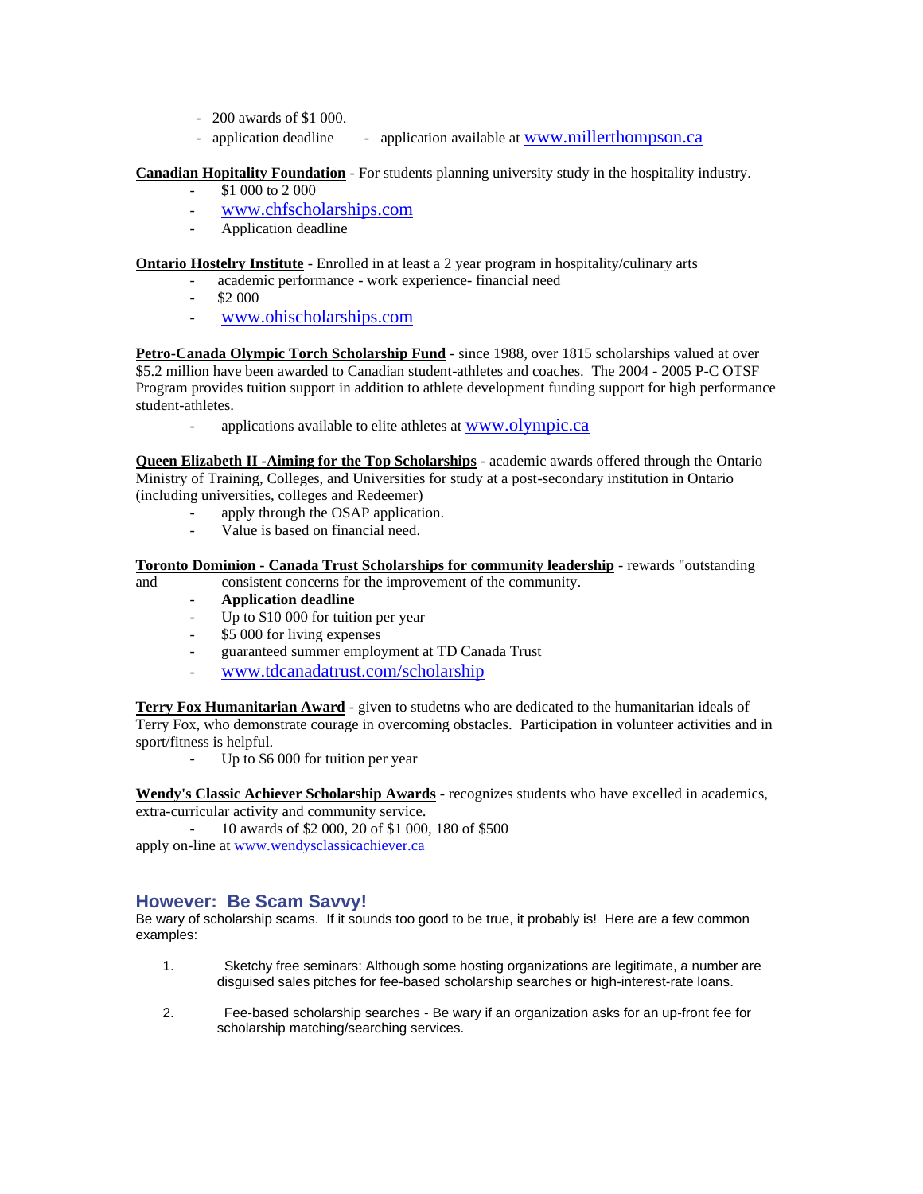- 200 awards of $1 000.
- application deadline - application available at www.millerthompson.ca

**Canadian Hopitality Foundation** - For students planning university study in the hospitality industry.

- $1 000 to 2 000
- www.chfscholarships.com
- Application deadline

**Ontario Hostelry Institute** - Enrolled in at least a 2 year program in hospitality/culinary arts

- academic performance - work experience- financial need
- $2 000
- www.ohischolarships.com

**Petro-Canada Olympic Torch Scholarship Fund** - since 1988, over 1815 scholarships valued at over $5.2 million have been awarded to Canadian student-athletes and coaches. The 2004 - 2005 P-C OTSF Program provides tuition support in addition to athlete development funding support for high performance student-athletes.

- applications available to elite athletes at www.olympic.ca

**Queen Elizabeth II -Aiming for the Top Scholarships** - academic awards offered through the Ontario Ministry of Training, Colleges, and Universities for study at a post-secondary institution in Ontario (including universities, colleges and Redeemer)

- apply through the OSAP application.
- Value is based on financial need.

**Toronto Dominion - Canada Trust Scholarships for community leadership** - rewards "outstanding and consistent concerns for the improvement of the community.

- **Application deadline**
- Up to $10 000 for tuition per year
- $5 000 for living expenses
- guaranteed summer employment at TD Canada Trust
- www.tdcanadatrust.com/scholarship

**Terry Fox Humanitarian Award** - given to studetns who are dedicated to the humanitarian ideals of Terry Fox, who demonstrate courage in overcoming obstacles. Participation in volunteer activities and in sport/fitness is helpful.

- Up to $6 000 for tuition per year

**Wendy's Classic Achiever Scholarship Awards** - recognizes students who have excelled in academics, extra-curricular activity and community service.

- 10 awards of $2 000, 20 of $1 000, 180 of $500

apply on-line at www.wendysclassicachiever.ca

## However: Be Scam Savvy!

Be wary of scholarship scams. If it sounds too good to be true, it probably is! Here are a few common examples:

1. Sketchy free seminars: Although some hosting organizations are legitimate, a number are disguised sales pitches for fee-based scholarship searches or high-interest-rate loans.

2. Fee-based scholarship searches - Be wary if an organization asks for an up-front fee for scholarship matching/searching services.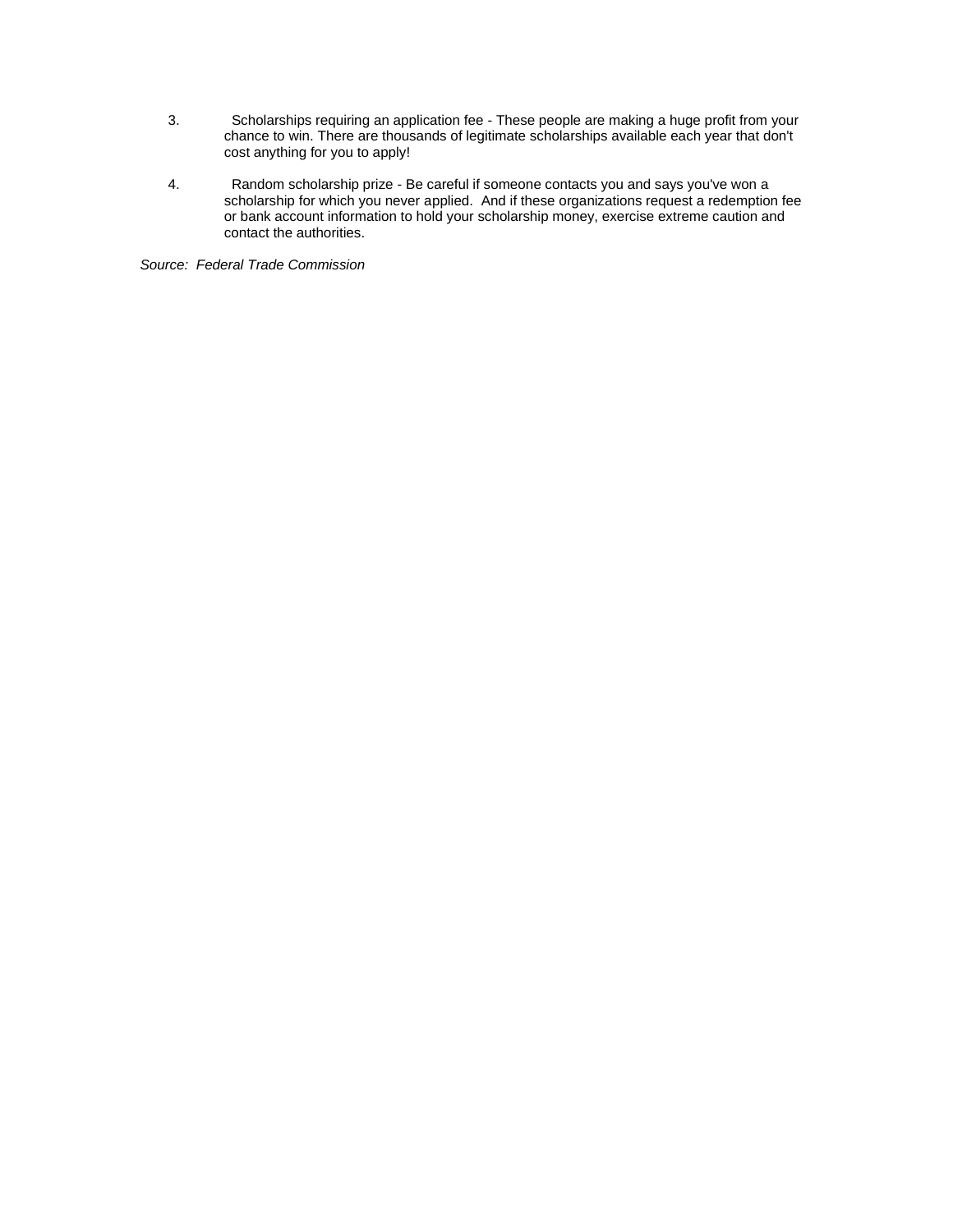3. Scholarships requiring an application fee - These people are making a huge profit from your chance to win. There are thousands of legitimate scholarships available each year that don't cost anything for you to apply!

4. Random scholarship prize - Be careful if someone contacts you and says you've won a scholarship for which you never applied. And if these organizations request a redemption fee or bank account information to hold your scholarship money, exercise extreme caution and contact the authorities.

*Source: Federal Trade Commission*